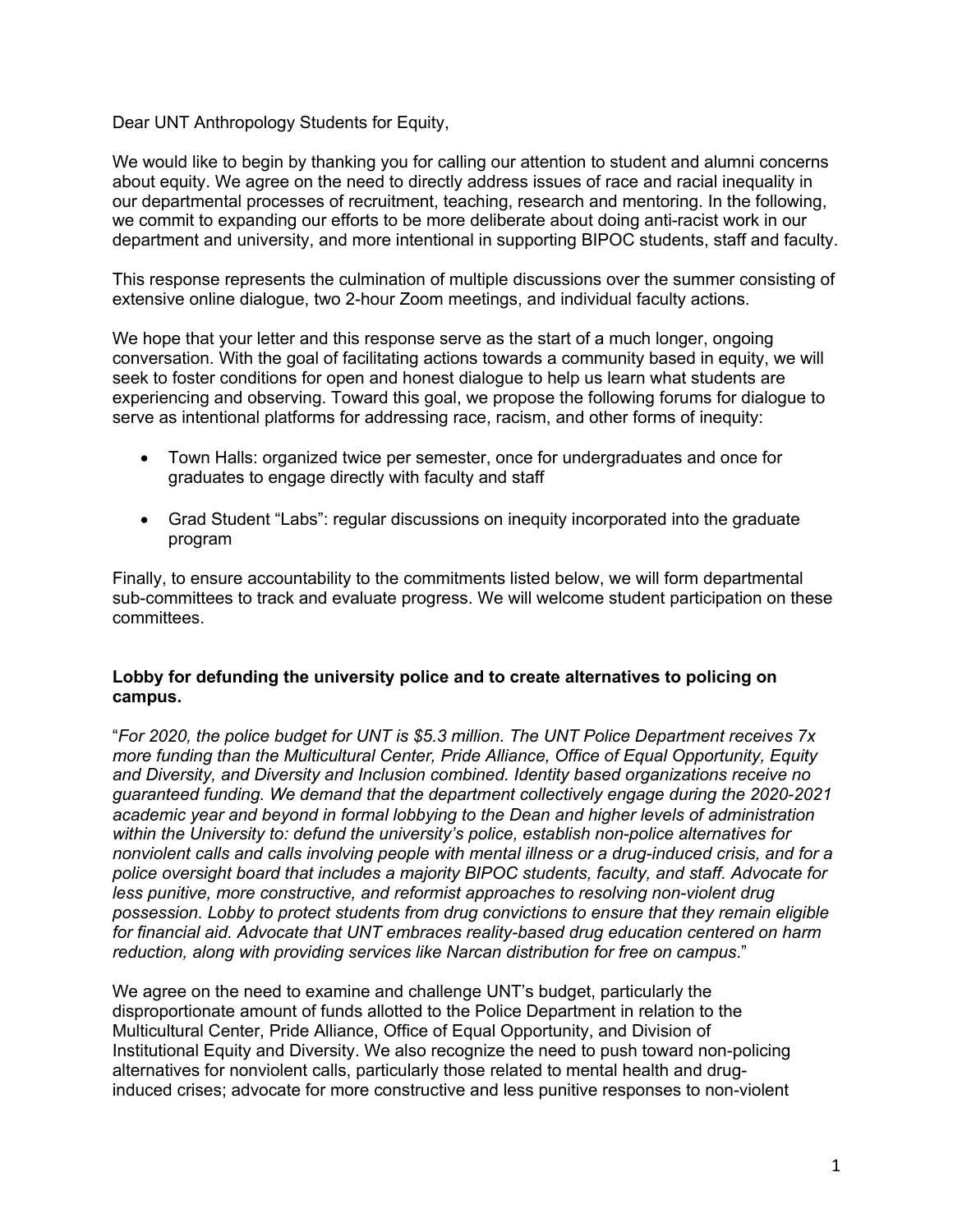Dear UNT Anthropology Students for Equity,

We would like to begin by thanking you for calling our attention to student and alumni concerns about equity. We agree on the need to directly address issues of race and racial inequality in our departmental processes of recruitment, teaching, research and mentoring. In the following, we commit to expanding our efforts to be more deliberate about doing anti-racist work in our department and university, and more intentional in supporting BIPOC students, staff and faculty.

This response represents the culmination of multiple discussions over the summer consisting of extensive online dialogue, two 2-hour Zoom meetings, and individual faculty actions.

We hope that your letter and this response serve as the start of a much longer, ongoing conversation. With the goal of facilitating actions towards a community based in equity, we will seek to foster conditions for open and honest dialogue to help us learn what students are experiencing and observing. Toward this goal, we propose the following forums for dialogue to serve as intentional platforms for addressing race, racism, and other forms of inequity:

- Town Halls: organized twice per semester, once for undergraduates and once for graduates to engage directly with faculty and staff

- Grad Student "Labs": regular discussions on inequity incorporated into the graduate program

Finally, to ensure accountability to the commitments listed below, we will form departmental sub-committees to track and evaluate progress. We will welcome student participation on these committees.

**Lobby for defunding the university police and to create alternatives to policing on campus.**

"*For 2020, the police budget for UNT is $5.3 million. The UNT Police Department receives 7x more funding than the Multicultural Center, Pride Alliance, Office of Equal Opportunity, Equity and Diversity, and Diversity and Inclusion combined. Identity based organizations receive no guaranteed funding. We demand that the department collectively engage during the 2020-2021 academic year and beyond in formal lobbying to the Dean and higher levels of administration within the University to: defund the university's police, establish non-police alternatives for nonviolent calls and calls involving people with mental illness or a drug-induced crisis, and for a police oversight board that includes a majority BIPOC students, faculty, and staff. Advocate for less punitive, more constructive, and reformist approaches to resolving non-violent drug possession. Lobby to protect students from drug convictions to ensure that they remain eligible for financial aid. Advocate that UNT embraces reality-based drug education centered on harm reduction, along with providing services like Narcan distribution for free on campus*."

We agree on the need to examine and challenge UNT's budget, particularly the disproportionate amount of funds allotted to the Police Department in relation to the Multicultural Center, Pride Alliance, Office of Equal Opportunity, and Division of Institutional Equity and Diversity. We also recognize the need to push toward non-policing alternatives for nonviolent calls, particularly those related to mental health and drug-induced crises; advocate for more constructive and less punitive responses to non-violent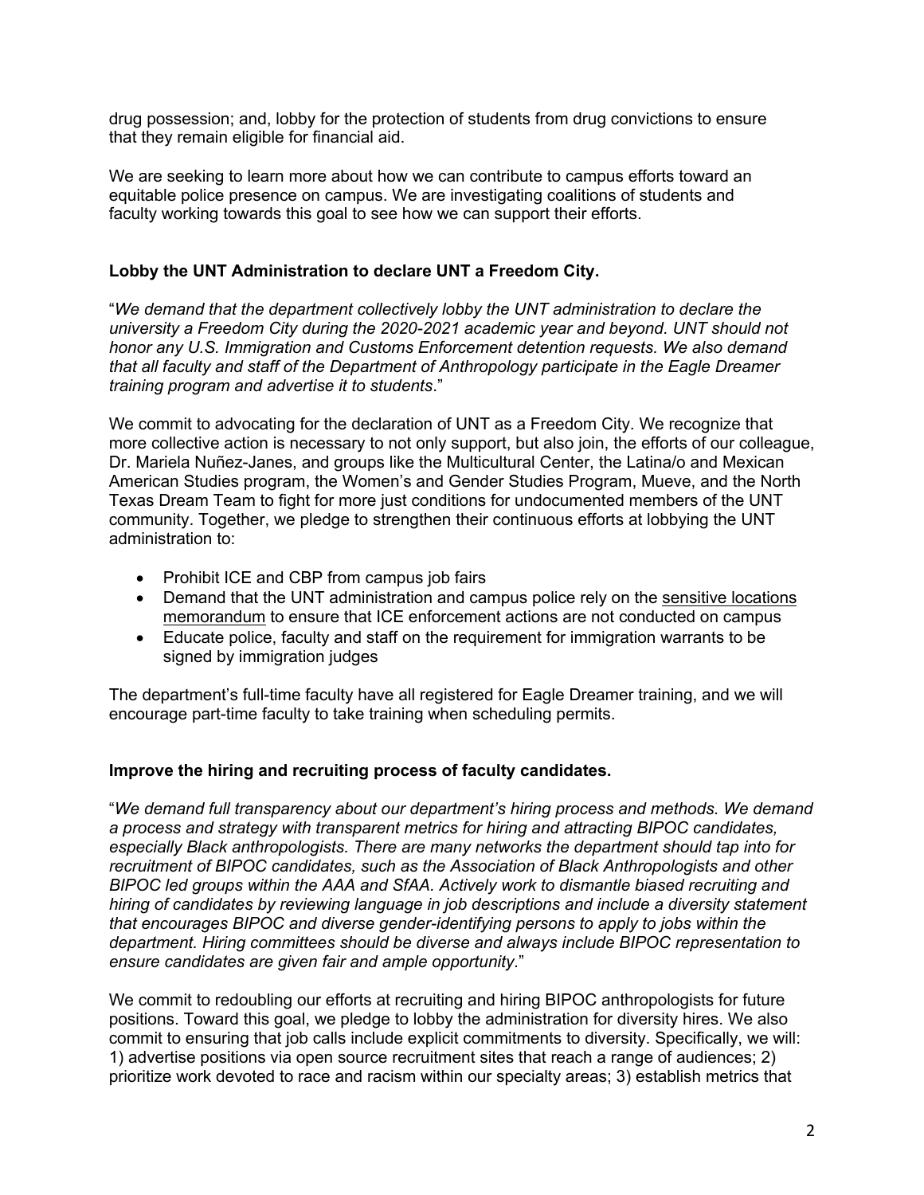drug possession; and, lobby for the protection of students from drug convictions to ensure that they remain eligible for financial aid.

We are seeking to learn more about how we can contribute to campus efforts toward an equitable police presence on campus. We are investigating coalitions of students and faculty working towards this goal to see how we can support their efforts.

### Lobby the UNT Administration to declare UNT a Freedom City.

"*We demand that the department collectively lobby the UNT administration to declare the university a Freedom City during the 2020-2021 academic year and beyond. UNT should not honor any U.S. Immigration and Customs Enforcement detention requests. We also demand that all faculty and staff of the Department of Anthropology participate in the Eagle Dreamer training program and advertise it to students.*"

We commit to advocating for the declaration of UNT as a Freedom City. We recognize that more collective action is necessary to not only support, but also join, the efforts of our colleague, Dr. Mariela Nuñez-Janes, and groups like the Multicultural Center, the Latina/o and Mexican American Studies program, the Women's and Gender Studies Program, Mueve, and the North Texas Dream Team to fight for more just conditions for undocumented members of the UNT community. Together, we pledge to strengthen their continuous efforts at lobbying the UNT administration to:

- Prohibit ICE and CBP from campus job fairs
- Demand that the UNT administration and campus police rely on the sensitive locations memorandum to ensure that ICE enforcement actions are not conducted on campus
- Educate police, faculty and staff on the requirement for immigration warrants to be signed by immigration judges

The department's full-time faculty have all registered for Eagle Dreamer training, and we will encourage part-time faculty to take training when scheduling permits.

### Improve the hiring and recruiting process of faculty candidates.

"*We demand full transparency about our department's hiring process and methods. We demand a process and strategy with transparent metrics for hiring and attracting BIPOC candidates, especially Black anthropologists. There are many networks the department should tap into for recruitment of BIPOC candidates, such as the Association of Black Anthropologists and other BIPOC led groups within the AAA and SfAA. Actively work to dismantle biased recruiting and hiring of candidates by reviewing language in job descriptions and include a diversity statement that encourages BIPOC and diverse gender-identifying persons to apply to jobs within the department. Hiring committees should be diverse and always include BIPOC representation to ensure candidates are given fair and ample opportunity.*"

We commit to redoubling our efforts at recruiting and hiring BIPOC anthropologists for future positions. Toward this goal, we pledge to lobby the administration for diversity hires. We also commit to ensuring that job calls include explicit commitments to diversity. Specifically, we will: 1) advertise positions via open source recruitment sites that reach a range of audiences; 2) prioritize work devoted to race and racism within our specialty areas; 3) establish metrics that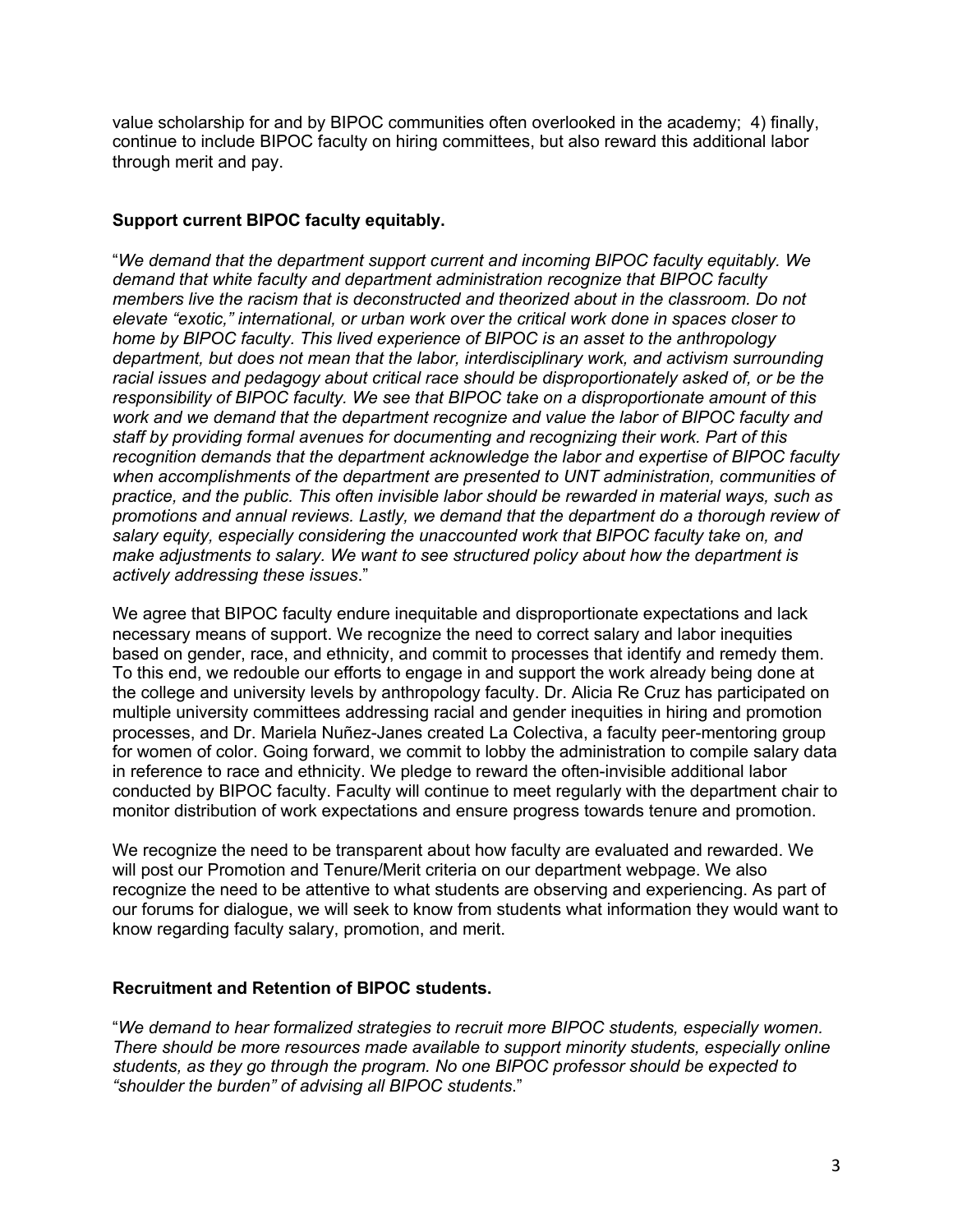value scholarship for and by BIPOC communities often overlooked in the academy; 4) finally, continue to include BIPOC faculty on hiring committees, but also reward this additional labor through merit and pay.

**Support current BIPOC faculty equitably.**

"*We demand that the department support current and incoming BIPOC faculty equitably. We demand that white faculty and department administration recognize that BIPOC faculty members live the racism that is deconstructed and theorized about in the classroom. Do not elevate "exotic," international, or urban work over the critical work done in spaces closer to home by BIPOC faculty. This lived experience of BIPOC is an asset to the anthropology department, but does not mean that the labor, interdisciplinary work, and activism surrounding racial issues and pedagogy about critical race should be disproportionately asked of, or be the responsibility of BIPOC faculty. We see that BIPOC take on a disproportionate amount of this work and we demand that the department recognize and value the labor of BIPOC faculty and staff by providing formal avenues for documenting and recognizing their work. Part of this recognition demands that the department acknowledge the labor and expertise of BIPOC faculty when accomplishments of the department are presented to UNT administration, communities of practice, and the public. This often invisible labor should be rewarded in material ways, such as promotions and annual reviews. Lastly, we demand that the department do a thorough review of salary equity, especially considering the unaccounted work that BIPOC faculty take on, and make adjustments to salary. We want to see structured policy about how the department is actively addressing these issues*."

We agree that BIPOC faculty endure inequitable and disproportionate expectations and lack necessary means of support. We recognize the need to correct salary and labor inequities based on gender, race, and ethnicity, and commit to processes that identify and remedy them. To this end, we redouble our efforts to engage in and support the work already being done at the college and university levels by anthropology faculty. Dr. Alicia Re Cruz has participated on multiple university committees addressing racial and gender inequities in hiring and promotion processes, and Dr. Mariela Nuñez-Janes created La Colectiva, a faculty peer-mentoring group for women of color. Going forward, we commit to lobby the administration to compile salary data in reference to race and ethnicity. We pledge to reward the often-invisible additional labor conducted by BIPOC faculty. Faculty will continue to meet regularly with the department chair to monitor distribution of work expectations and ensure progress towards tenure and promotion.

We recognize the need to be transparent about how faculty are evaluated and rewarded. We will post our Promotion and Tenure/Merit criteria on our department webpage. We also recognize the need to be attentive to what students are observing and experiencing. As part of our forums for dialogue, we will seek to know from students what information they would want to know regarding faculty salary, promotion, and merit.

**Recruitment and Retention of BIPOC students.**

"*We demand to hear formalized strategies to recruit more BIPOC students, especially women. There should be more resources made available to support minority students, especially online students, as they go through the program. No one BIPOC professor should be expected to "shoulder the burden" of advising all BIPOC students*."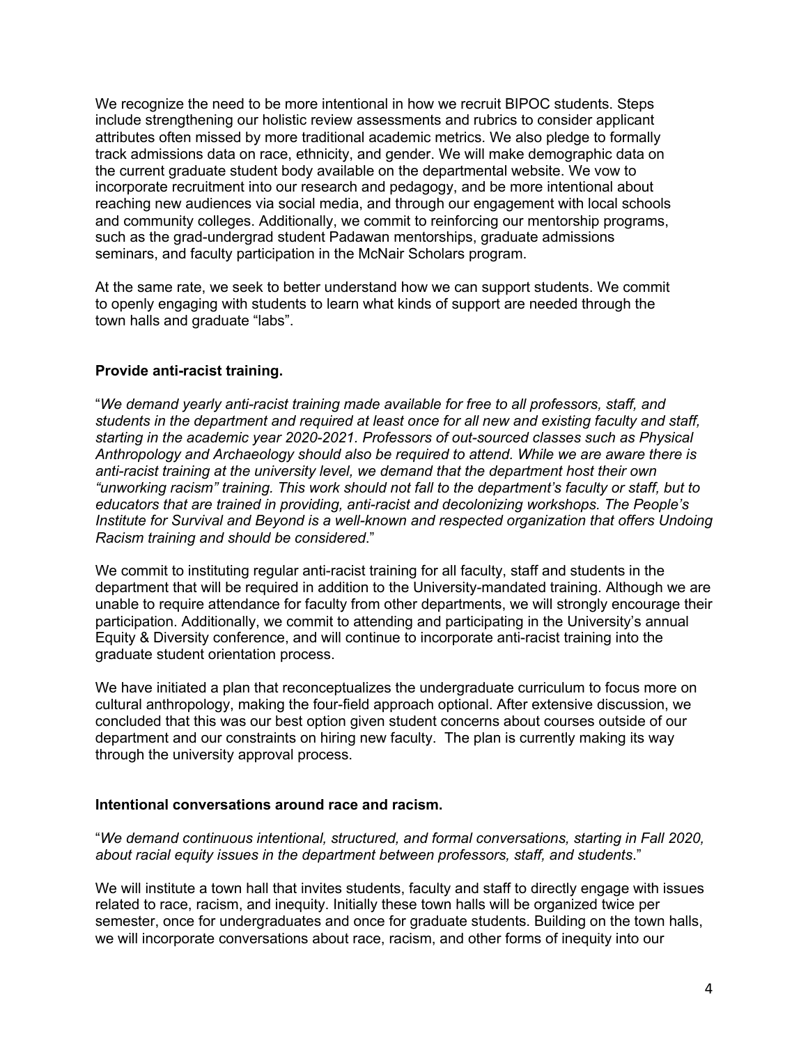We recognize the need to be more intentional in how we recruit BIPOC students. Steps include strengthening our holistic review assessments and rubrics to consider applicant attributes often missed by more traditional academic metrics. We also pledge to formally track admissions data on race, ethnicity, and gender. We will make demographic data on the current graduate student body available on the departmental website. We vow to incorporate recruitment into our research and pedagogy, and be more intentional about reaching new audiences via social media, and through our engagement with local schools and community colleges. Additionally, we commit to reinforcing our mentorship programs, such as the grad-undergrad student Padawan mentorships, graduate admissions seminars, and faculty participation in the McNair Scholars program.

At the same rate, we seek to better understand how we can support students. We commit to openly engaging with students to learn what kinds of support are needed through the town halls and graduate "labs".

**Provide anti-racist training.**

"*We demand yearly anti-racist training made available for free to all professors, staff, and students in the department and required at least once for all new and existing faculty and staff, starting in the academic year 2020-2021. Professors of out-sourced classes such as Physical Anthropology and Archaeology should also be required to attend. While we are aware there is anti-racist training at the university level, we demand that the department host their own "unworking racism" training. This work should not fall to the department's faculty or staff, but to educators that are trained in providing, anti-racist and decolonizing workshops. The People's Institute for Survival and Beyond is a well-known and respected organization that offers Undoing Racism training and should be considered*."

We commit to instituting regular anti-racist training for all faculty, staff and students in the department that will be required in addition to the University-mandated training. Although we are unable to require attendance for faculty from other departments, we will strongly encourage their participation. Additionally, we commit to attending and participating in the University's annual Equity & Diversity conference, and will continue to incorporate anti-racist training into the graduate student orientation process.

We have initiated a plan that reconceptualizes the undergraduate curriculum to focus more on cultural anthropology, making the four-field approach optional. After extensive discussion, we concluded that this was our best option given student concerns about courses outside of our department and our constraints on hiring new faculty. The plan is currently making its way through the university approval process.

**Intentional conversations around race and racism.**

"*We demand continuous intentional, structured, and formal conversations, starting in Fall 2020, about racial equity issues in the department between professors, staff, and students*."

We will institute a town hall that invites students, faculty and staff to directly engage with issues related to race, racism, and inequity. Initially these town halls will be organized twice per semester, once for undergraduates and once for graduate students. Building on the town halls, we will incorporate conversations about race, racism, and other forms of inequity into our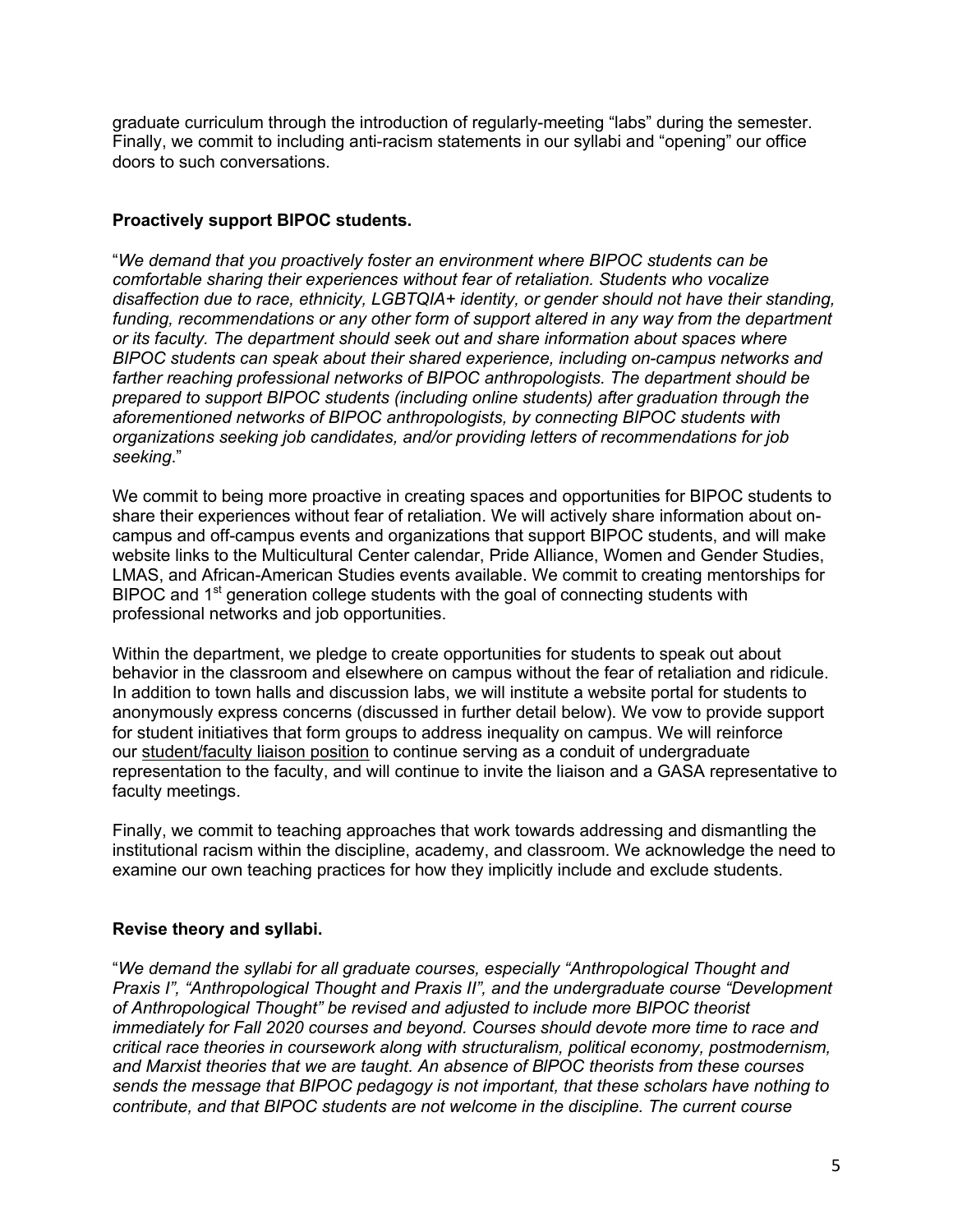graduate curriculum through the introduction of regularly-meeting “labs” during the semester. Finally, we commit to including anti-racism statements in our syllabi and “opening” our office doors to such conversations.

### Proactively support BIPOC students.

“*We demand that you proactively foster an environment where BIPOC students can be comfortable sharing their experiences without fear of retaliation. Students who vocalize disaffection due to race, ethnicity, LGBTQIA+ identity, or gender should not have their standing, funding, recommendations or any other form of support altered in any way from the department or its faculty. The department should seek out and share information about spaces where BIPOC students can speak about their shared experience, including on-campus networks and farther reaching professional networks of BIPOC anthropologists. The department should be prepared to support BIPOC students (including online students) after graduation through the aforementioned networks of BIPOC anthropologists, by connecting BIPOC students with organizations seeking job candidates, and/or providing letters of recommendations for job seeking*.”

We commit to being more proactive in creating spaces and opportunities for BIPOC students to share their experiences without fear of retaliation. We will actively share information about on-campus and off-campus events and organizations that support BIPOC students, and will make website links to the Multicultural Center calendar, Pride Alliance, Women and Gender Studies, LMAS, and African-American Studies events available. We commit to creating mentorships for BIPOC and 1st generation college students with the goal of connecting students with professional networks and job opportunities.

Within the department, we pledge to create opportunities for students to speak out about behavior in the classroom and elsewhere on campus without the fear of retaliation and ridicule. In addition to town halls and discussion labs, we will institute a website portal for students to anonymously express concerns (discussed in further detail below). We vow to provide support for student initiatives that form groups to address inequality on campus. We will reinforce our student/faculty liaison position to continue serving as a conduit of undergraduate representation to the faculty, and will continue to invite the liaison and a GASA representative to faculty meetings.

Finally, we commit to teaching approaches that work towards addressing and dismantling the institutional racism within the discipline, academy, and classroom. We acknowledge the need to examine our own teaching practices for how they implicitly include and exclude students.

### Revise theory and syllabi.

“*We demand the syllabi for all graduate courses, especially “Anthropological Thought and Praxis I”, “Anthropological Thought and Praxis II”, and the undergraduate course “Development of Anthropological Thought” be revised and adjusted to include more BIPOC theorist immediately for Fall 2020 courses and beyond. Courses should devote more time to race and critical race theories in coursework along with structuralism, political economy, postmodernism, and Marxist theories that we are taught. An absence of BIPOC theorists from these courses sends the message that BIPOC pedagogy is not important, that these scholars have nothing to contribute, and that BIPOC students are not welcome in the discipline. The current course*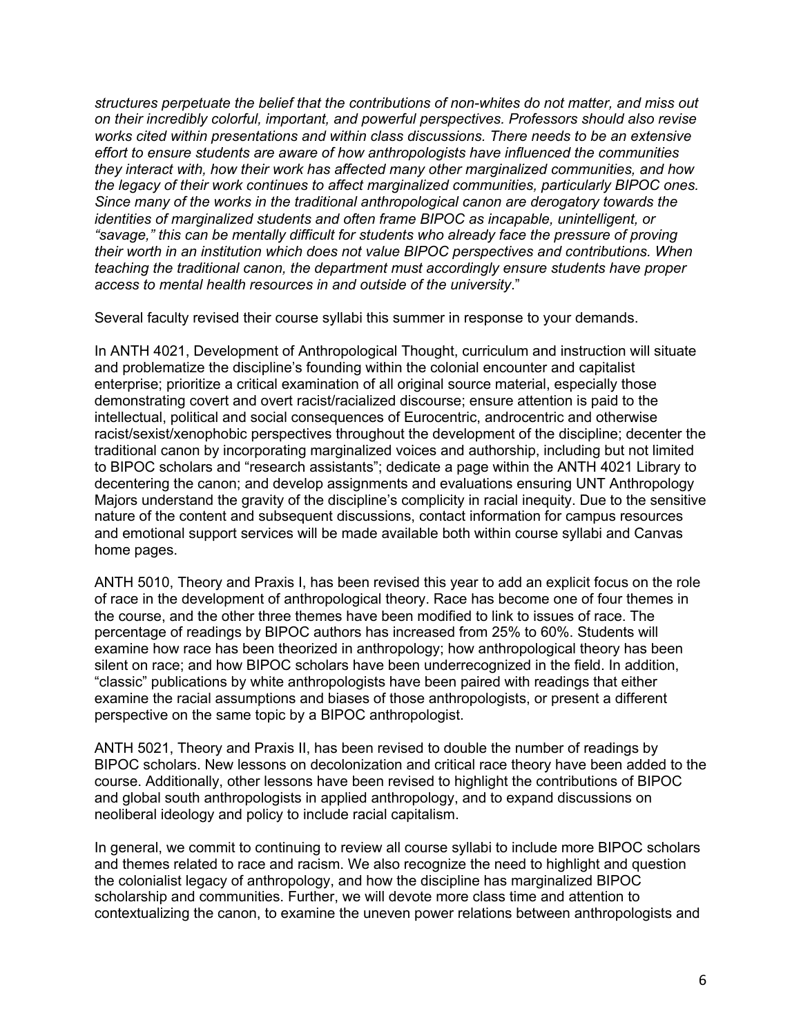*structures perpetuate the belief that the contributions of non-whites do not matter, and miss out on their incredibly colorful, important, and powerful perspectives. Professors should also revise works cited within presentations and within class discussions. There needs to be an extensive effort to ensure students are aware of how anthropologists have influenced the communities they interact with, how their work has affected many other marginalized communities, and how the legacy of their work continues to affect marginalized communities, particularly BIPOC ones. Since many of the works in the traditional anthropological canon are derogatory towards the identities of marginalized students and often frame BIPOC as incapable, unintelligent, or "savage," this can be mentally difficult for students who already face the pressure of proving their worth in an institution which does not value BIPOC perspectives and contributions. When teaching the traditional canon, the department must accordingly ensure students have proper access to mental health resources in and outside of the university*."

Several faculty revised their course syllabi this summer in response to your demands.

In ANTH 4021, Development of Anthropological Thought, curriculum and instruction will situate and problematize the discipline's founding within the colonial encounter and capitalist enterprise; prioritize a critical examination of all original source material, especially those demonstrating covert and overt racist/racialized discourse; ensure attention is paid to the intellectual, political and social consequences of Eurocentric, androcentric and otherwise racist/sexist/xenophobic perspectives throughout the development of the discipline; decenter the traditional canon by incorporating marginalized voices and authorship, including but not limited to BIPOC scholars and "research assistants"; dedicate a page within the ANTH 4021 Library to decentering the canon; and develop assignments and evaluations ensuring UNT Anthropology Majors understand the gravity of the discipline's complicity in racial inequity. Due to the sensitive nature of the content and subsequent discussions, contact information for campus resources and emotional support services will be made available both within course syllabi and Canvas home pages.

ANTH 5010, Theory and Praxis I, has been revised this year to add an explicit focus on the role of race in the development of anthropological theory. Race has become one of four themes in the course, and the other three themes have been modified to link to issues of race. The percentage of readings by BIPOC authors has increased from 25% to 60%. Students will examine how race has been theorized in anthropology; how anthropological theory has been silent on race; and how BIPOC scholars have been underrecognized in the field. In addition, "classic" publications by white anthropologists have been paired with readings that either examine the racial assumptions and biases of those anthropologists, or present a different perspective on the same topic by a BIPOC anthropologist.

ANTH 5021, Theory and Praxis II, has been revised to double the number of readings by BIPOC scholars. New lessons on decolonization and critical race theory have been added to the course. Additionally, other lessons have been revised to highlight the contributions of BIPOC and global south anthropologists in applied anthropology, and to expand discussions on neoliberal ideology and policy to include racial capitalism.

In general, we commit to continuing to review all course syllabi to include more BIPOC scholars and themes related to race and racism. We also recognize the need to highlight and question the colonialist legacy of anthropology, and how the discipline has marginalized BIPOC scholarship and communities. Further, we will devote more class time and attention to contextualizing the canon, to examine the uneven power relations between anthropologists and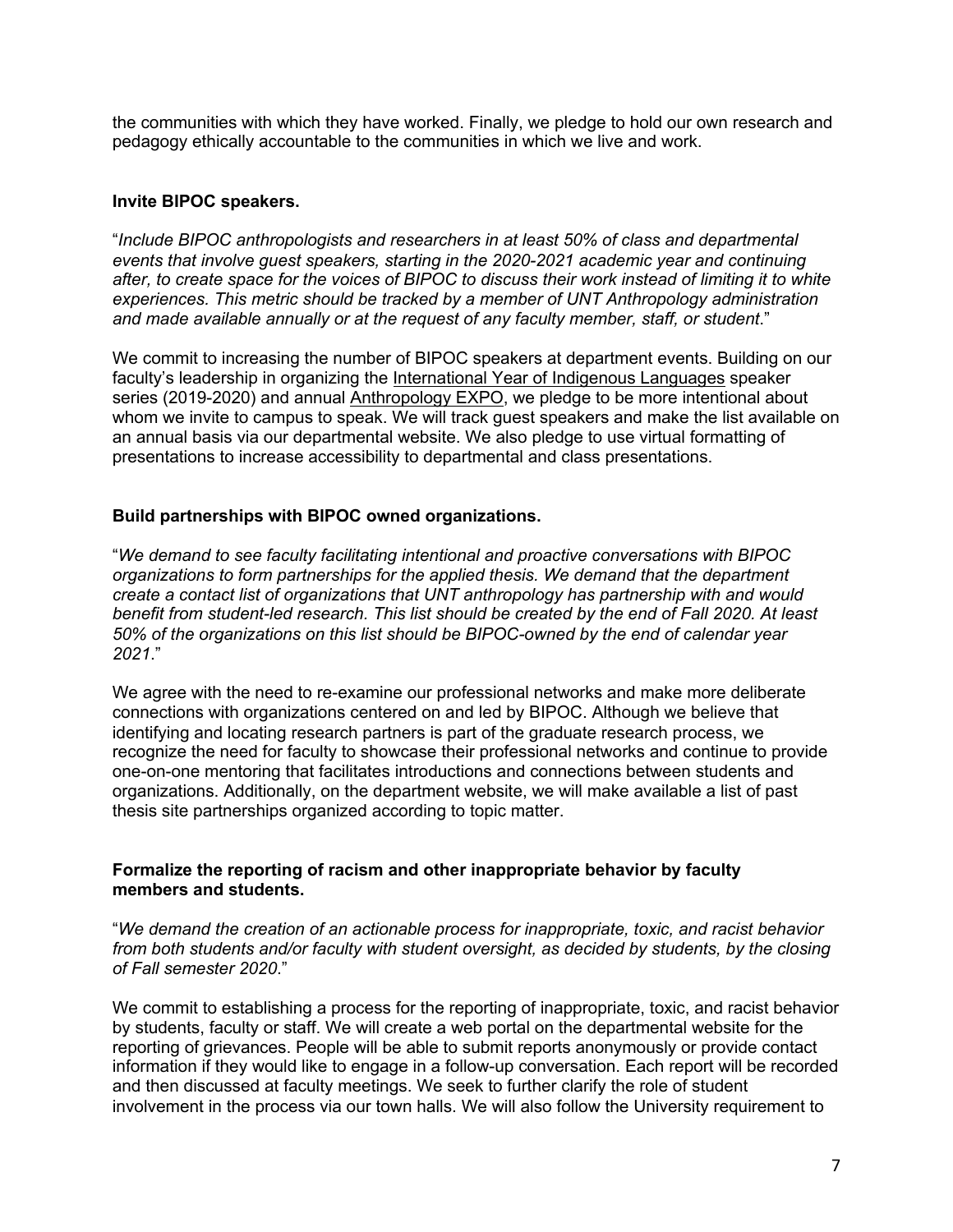the communities with which they have worked. Finally, we pledge to hold our own research and pedagogy ethically accountable to the communities in which we live and work.

**Invite BIPOC speakers.**

"*Include BIPOC anthropologists and researchers in at least 50% of class and departmental events that involve guest speakers, starting in the 2020-2021 academic year and continuing after, to create space for the voices of BIPOC to discuss their work instead of limiting it to white experiences. This metric should be tracked by a member of UNT Anthropology administration and made available annually or at the request of any faculty member, staff, or student*."

We commit to increasing the number of BIPOC speakers at department events. Building on our faculty's leadership in organizing the International Year of Indigenous Languages speaker series (2019-2020) and annual Anthropology EXPO, we pledge to be more intentional about whom we invite to campus to speak. We will track guest speakers and make the list available on an annual basis via our departmental website. We also pledge to use virtual formatting of presentations to increase accessibility to departmental and class presentations.

**Build partnerships with BIPOC owned organizations.**

"*We demand to see faculty facilitating intentional and proactive conversations with BIPOC organizations to form partnerships for the applied thesis. We demand that the department create a contact list of organizations that UNT anthropology has partnership with and would benefit from student-led research. This list should be created by the end of Fall 2020. At least 50% of the organizations on this list should be BIPOC-owned by the end of calendar year 2021*."

We agree with the need to re-examine our professional networks and make more deliberate connections with organizations centered on and led by BIPOC. Although we believe that identifying and locating research partners is part of the graduate research process, we recognize the need for faculty to showcase their professional networks and continue to provide one-on-one mentoring that facilitates introductions and connections between students and organizations. Additionally, on the department website, we will make available a list of past thesis site partnerships organized according to topic matter.

**Formalize the reporting of racism and other inappropriate behavior by faculty members and students.**

"*We demand the creation of an actionable process for inappropriate, toxic, and racist behavior from both students and/or faculty with student oversight, as decided by students, by the closing of Fall semester 2020*."

We commit to establishing a process for the reporting of inappropriate, toxic, and racist behavior by students, faculty or staff. We will create a web portal on the departmental website for the reporting of grievances. People will be able to submit reports anonymously or provide contact information if they would like to engage in a follow-up conversation. Each report will be recorded and then discussed at faculty meetings. We seek to further clarify the role of student involvement in the process via our town halls. We will also follow the University requirement to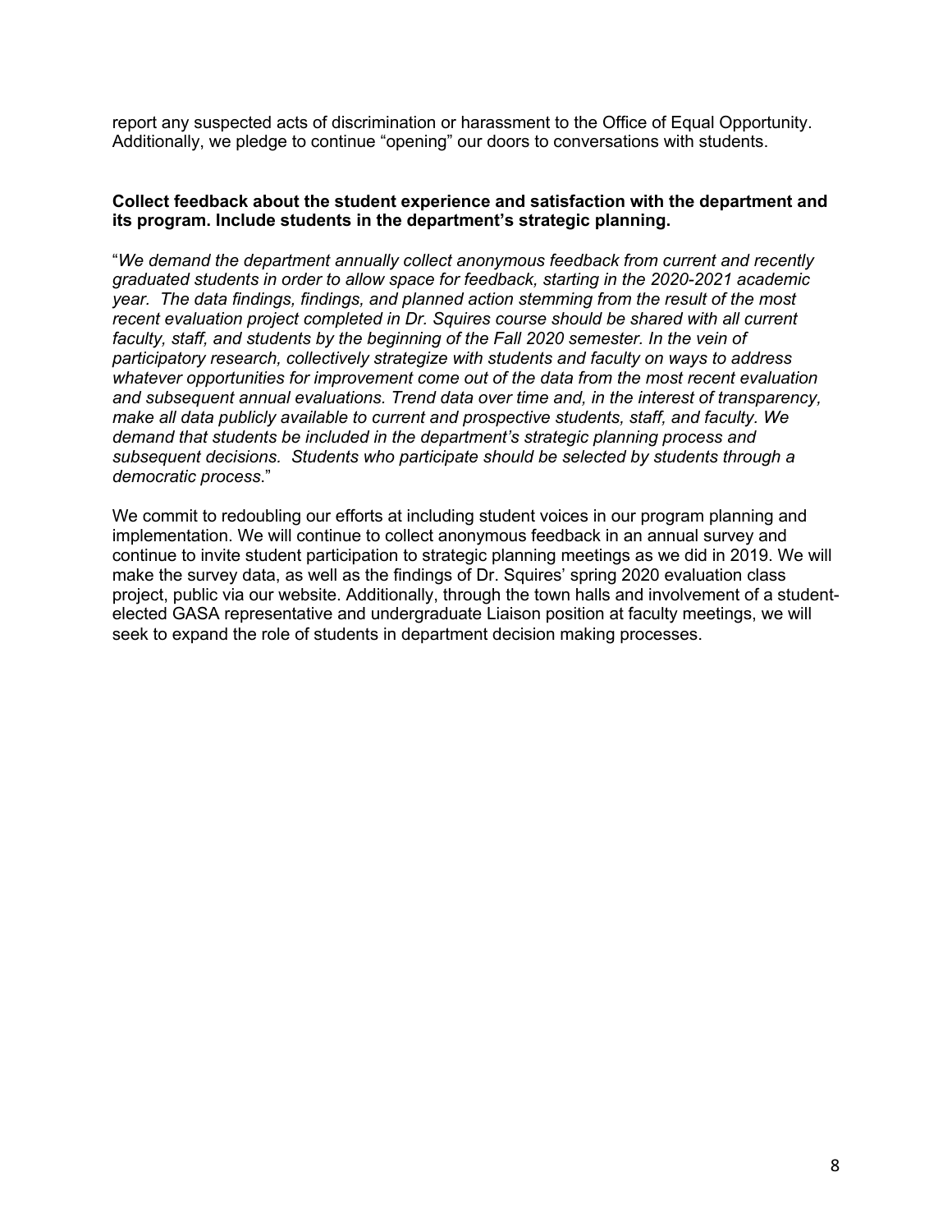report any suspected acts of discrimination or harassment to the Office of Equal Opportunity. Additionally, we pledge to continue "opening" our doors to conversations with students.

**Collect feedback about the student experience and satisfaction with the department and its program. Include students in the department's strategic planning.**

"*We demand the department annually collect anonymous feedback from current and recently graduated students in order to allow space for feedback, starting in the 2020-2021 academic year. The data findings, findings, and planned action stemming from the result of the most recent evaluation project completed in Dr. Squires course should be shared with all current faculty, staff, and students by the beginning of the Fall 2020 semester. In the vein of participatory research, collectively strategize with students and faculty on ways to address whatever opportunities for improvement come out of the data from the most recent evaluation and subsequent annual evaluations. Trend data over time and, in the interest of transparency, make all data publicly available to current and prospective students, staff, and faculty. We demand that students be included in the department's strategic planning process and subsequent decisions. Students who participate should be selected by students through a democratic process.*"

We commit to redoubling our efforts at including student voices in our program planning and implementation. We will continue to collect anonymous feedback in an annual survey and continue to invite student participation to strategic planning meetings as we did in 2019. We will make the survey data, as well as the findings of Dr. Squires' spring 2020 evaluation class project, public via our website. Additionally, through the town halls and involvement of a student-elected GASA representative and undergraduate Liaison position at faculty meetings, we will seek to expand the role of students in department decision making processes.